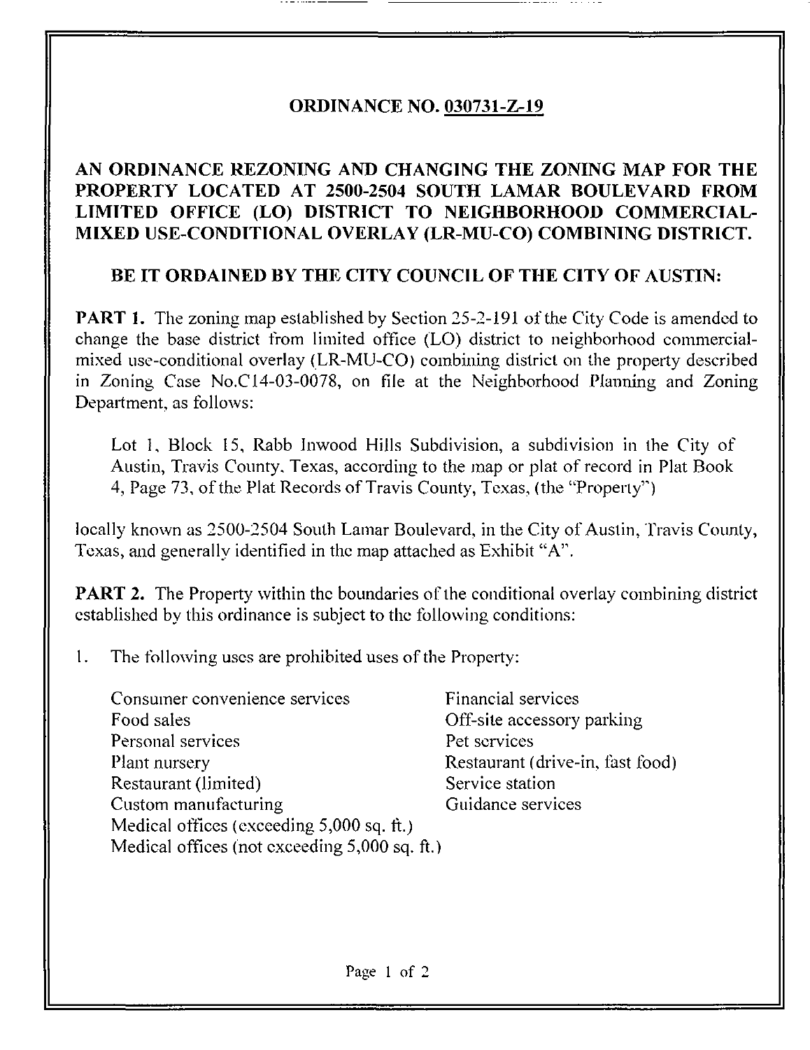# ORDINANCE NO. 030731-Z-19

## AN ORDINANCE REZONING AND CHANGING THE ZONING MAP FOR THE PROPERTY LOCATED AT 2500-2504 SOUTH LAMAR BOULEVARD FROM LIMITED OFFICE (LO) DISTRICT TO NEIGHBORHOOD COMMERCIAL-MIXED USE-CONDITIONAL OVERLAY (LR-MU-CO) COMBINING DISTRICT.

**BE IT ORDAINED BY THE CITY COUNCIL OF THE CITY OF AUSTIN:**

**PART 1.** The zoning map established by Section 25-2-191 of the City Code is amended to change the base district from limited office (LO) district to neighborhood commercial-mixed use-conditional overlay (LR-MU-CO) combining district on the property described in Zoning Case No.C14-03-0078, on file at the Neighborhood Planning and Zoning Department, as follows:

> Lot 1, Block 15, Rabb Inwood Hills Subdivision, a subdivision in the City of Austin, Travis County, Texas, according to the map or plat of record in Plat Book 4, Page 73, of the Plat Records of Travis County, Texas, (the "Property")

locally known as 2500-2504 South Lamar Boulevard, in the City of Austin, Travis County, Texas, and generally identified in the map attached as Exhibit "A".

**PART 2.** The Property within the boundaries of the conditional overlay combining district established by this ordinance is subject to the following conditions:

1. The following uses are prohibited uses of the Property:

| | |
|---|---|
| Consumer convenience services | Financial services |
| Food sales | Off-site accessory parking |
| Personal services | Pet services |
| Plant nursery | Restaurant (drive-in, fast food) |
| Restaurant (limited) | Service station |
| Custom manufacturing | Guidance services |
| Medical offices (exceeding 5,000 sq. ft.) | |
| Medical offices (not exceeding 5,000 sq. ft.) | |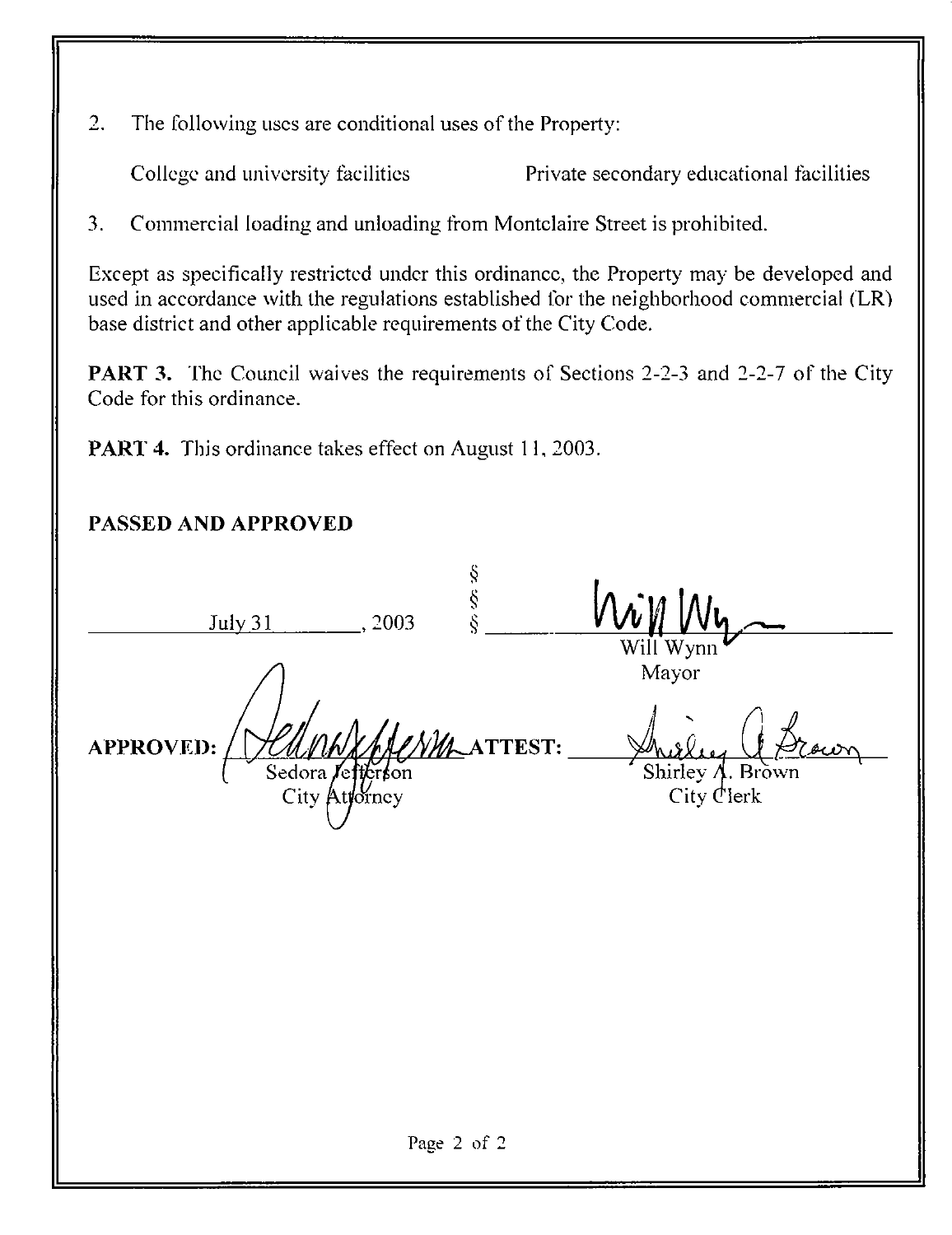2. The following uses are conditional uses of the Property:

   College and university facilities    Private secondary educational facilities

3. Commercial loading and unloading from Montclaire Street is prohibited.

Except as specifically restricted under this ordinance, the Property may be developed and used in accordance with the regulations established for the neighborhood commercial (LR) base district and other applicable requirements of the City Code.

**PART 3.** The Council waives the requirements of Sections 2-2-3 and 2-2-7 of the City Code for this ordinance.

**PART 4.** This ordinance takes effect on August 11, 2003.

**PASSED AND APPROVED**

July 31, 2003 §§§

Will Wynn
Mayor

**APPROVED:** Sedora Jefferson
City Attorney

**ATTEST:** Shirley A. Brown
City Clerk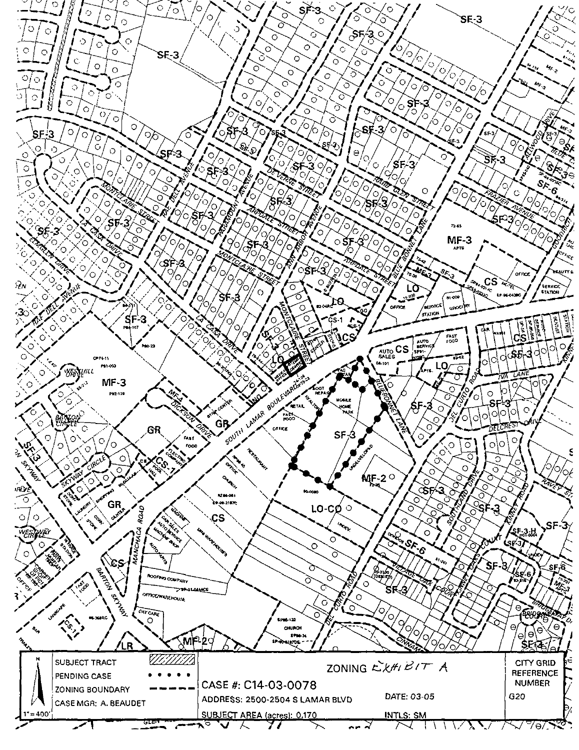SUBJECT TRACT

PENDING CASE

ZONING BOUNDARY

CASE MGR: A. BEAUDET

1" = 400'

ZONING EXHIBIT A

CASE #: C14-03-0078

ADDRESS: 2500-2504 S LAMAR BLVD

DATE: 03-05

SUBJECT AREA (acres): 0.170

INTLS: SM

CITY GRID REFERENCE NUMBER

G20